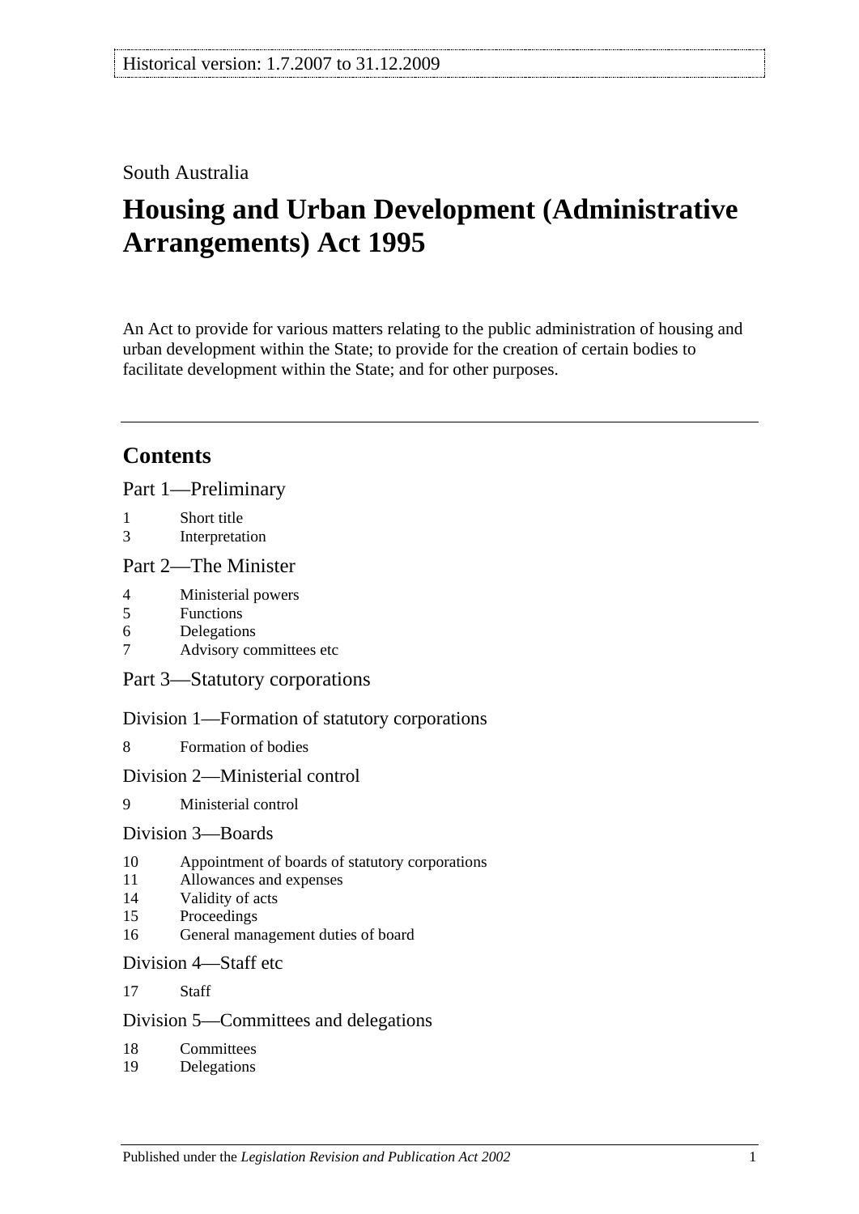Historical version: 1.7.2007 to 31.12.2009

South Australia

# Housing and Urban Development (Administrative Arrangements) Act 1995

An Act to provide for various matters relating to the public administration of housing and urban development within the State; to provide for the creation of certain bodies to facilitate development within the State; and for other purposes.

## Contents

Part 1—Preliminary

1 Short title
3 Interpretation

Part 2—The Minister

4 Ministerial powers
5 Functions
6 Delegations
7 Advisory committees etc

Part 3—Statutory corporations

Division 1—Formation of statutory corporations

8 Formation of bodies

Division 2—Ministerial control

9 Ministerial control

Division 3—Boards

10 Appointment of boards of statutory corporations
11 Allowances and expenses
14 Validity of acts
15 Proceedings
16 General management duties of board

Division 4—Staff etc

17 Staff

Division 5—Committees and delegations

18 Committees
19 Delegations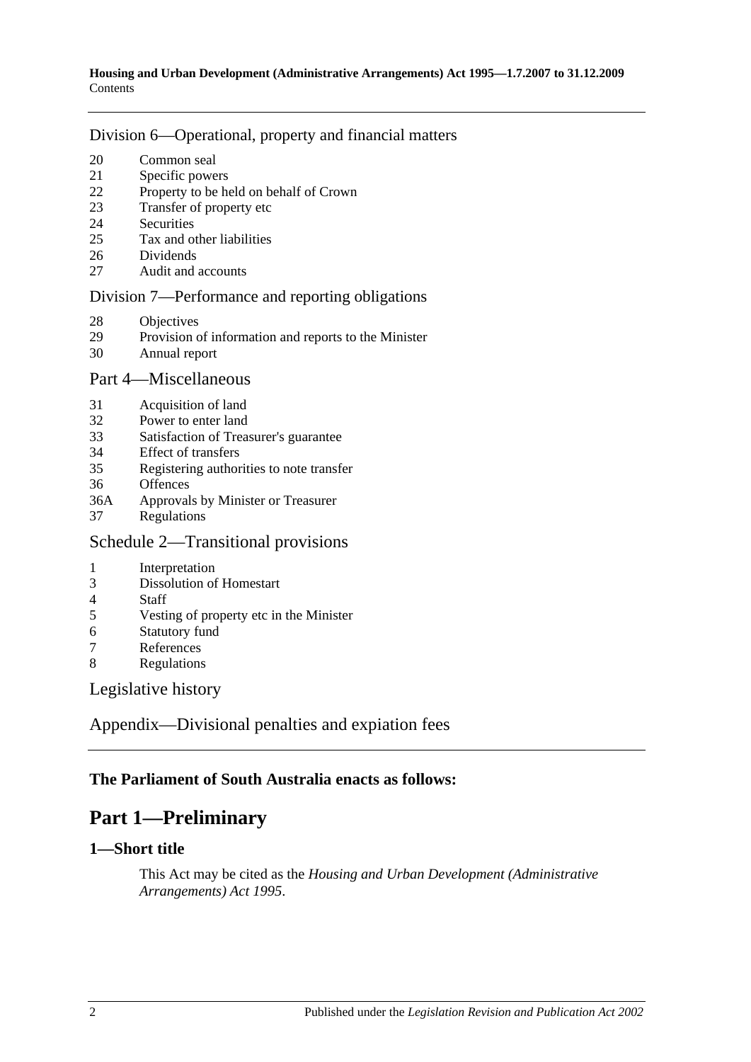Division 6—Operational, property and financial matters

20 Common seal
21 Specific powers
22 Property to be held on behalf of Crown
23 Transfer of property etc
24 Securities
25 Tax and other liabilities
26 Dividends
27 Audit and accounts

Division 7—Performance and reporting obligations

28 Objectives
29 Provision of information and reports to the Minister
30 Annual report

Part 4—Miscellaneous

31 Acquisition of land
32 Power to enter land
33 Satisfaction of Treasurer's guarantee
34 Effect of transfers
35 Registering authorities to note transfer
36 Offences
36A Approvals by Minister or Treasurer
37 Regulations

Schedule 2—Transitional provisions

1 Interpretation
3 Dissolution of Homestart
4 Staff
5 Vesting of property etc in the Minister
6 Statutory fund
7 References
8 Regulations

Legislative history

Appendix—Divisional penalties and expiation fees

**The Parliament of South Australia enacts as follows:**

# Part 1—Preliminary

## 1—Short title

This Act may be cited as the *Housing and Urban Development (Administrative Arrangements) Act 1995*.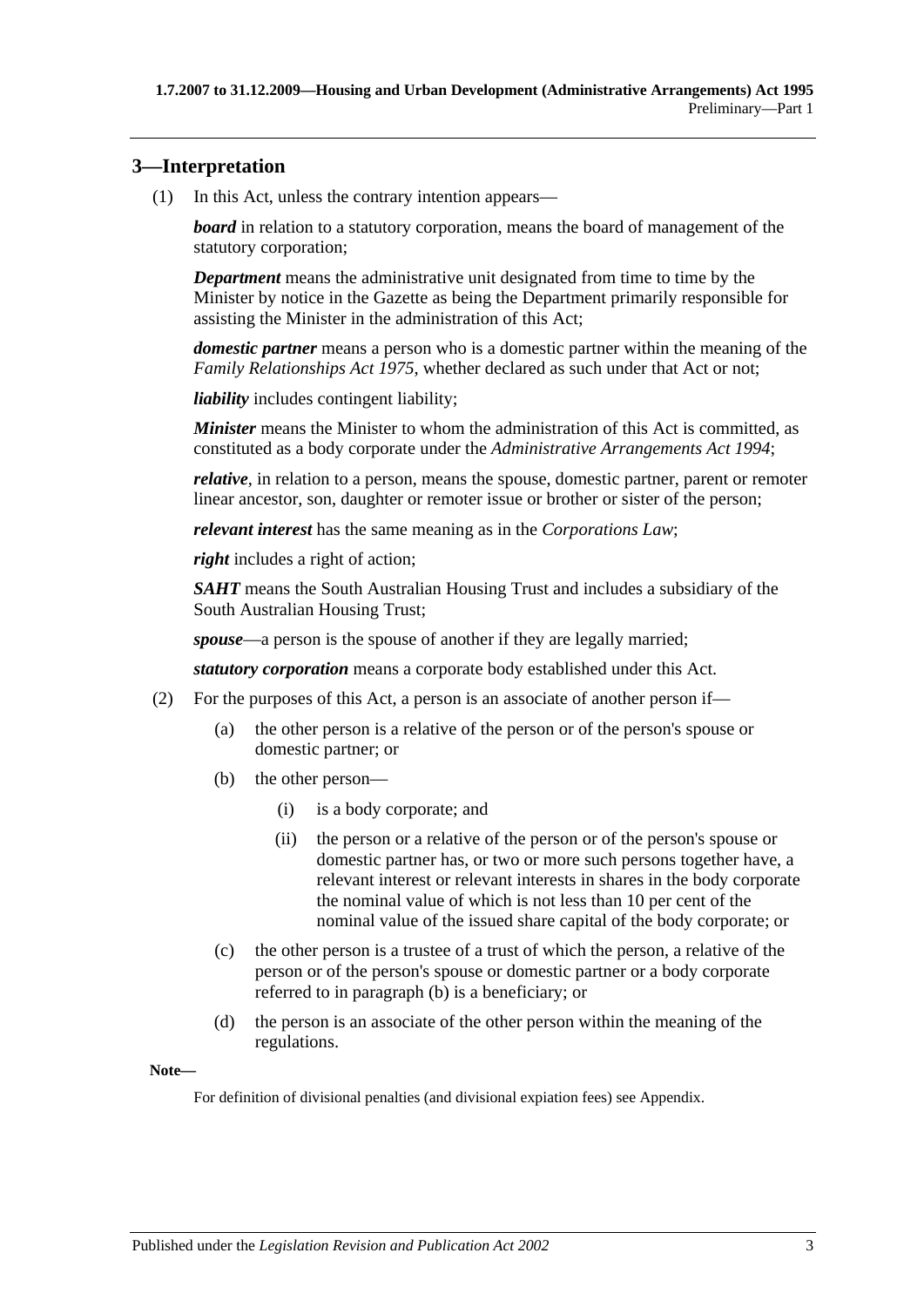## 3—Interpretation

(1) In this Act, unless the contrary intention appears—

***board*** in relation to a statutory corporation, means the board of management of the statutory corporation;

***Department*** means the administrative unit designated from time to time by the Minister by notice in the Gazette as being the Department primarily responsible for assisting the Minister in the administration of this Act;

***domestic partner*** means a person who is a domestic partner within the meaning of the *Family Relationships Act 1975*, whether declared as such under that Act or not;

***liability*** includes contingent liability;

***Minister*** means the Minister to whom the administration of this Act is committed, as constituted as a body corporate under the *Administrative Arrangements Act 1994*;

***relative***, in relation to a person, means the spouse, domestic partner, parent or remoter linear ancestor, son, daughter or remoter issue or brother or sister of the person;

***relevant interest*** has the same meaning as in the *Corporations Law*;

***right*** includes a right of action;

***SAHT*** means the South Australian Housing Trust and includes a subsidiary of the South Australian Housing Trust;

***spouse***—a person is the spouse of another if they are legally married;

***statutory corporation*** means a corporate body established under this Act.

(2) For the purposes of this Act, a person is an associate of another person if—

(a) the other person is a relative of the person or of the person's spouse or domestic partner; or

(b) the other person—

(i) is a body corporate; and

(ii) the person or a relative of the person or of the person's spouse or domestic partner has, or two or more such persons together have, a relevant interest or relevant interests in shares in the body corporate the nominal value of which is not less than 10 per cent of the nominal value of the issued share capital of the body corporate; or

(c) the other person is a trustee of a trust of which the person, a relative of the person or of the person's spouse or domestic partner or a body corporate referred to in paragraph (b) is a beneficiary; or

(d) the person is an associate of the other person within the meaning of the regulations.

**Note—**

For definition of divisional penalties (and divisional expiation fees) see Appendix.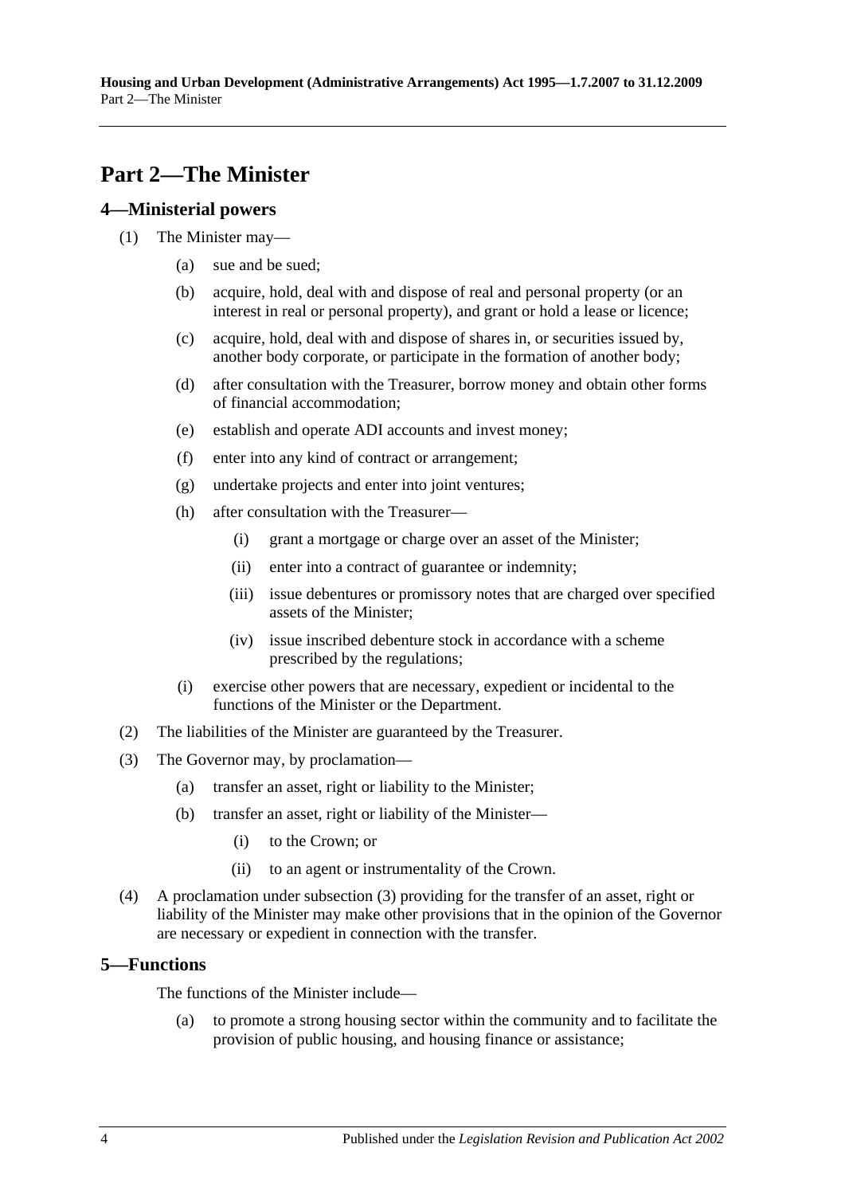# Part 2—The Minister

## 4—Ministerial powers

(1) The Minister may—

(a) sue and be sued;

(b) acquire, hold, deal with and dispose of real and personal property (or an interest in real or personal property), and grant or hold a lease or licence;

(c) acquire, hold, deal with and dispose of shares in, or securities issued by, another body corporate, or participate in the formation of another body;

(d) after consultation with the Treasurer, borrow money and obtain other forms of financial accommodation;

(e) establish and operate ADI accounts and invest money;

(f) enter into any kind of contract or arrangement;

(g) undertake projects and enter into joint ventures;

(h) after consultation with the Treasurer—

(i) grant a mortgage or charge over an asset of the Minister;

(ii) enter into a contract of guarantee or indemnity;

(iii) issue debentures or promissory notes that are charged over specified assets of the Minister;

(iv) issue inscribed debenture stock in accordance with a scheme prescribed by the regulations;

(i) exercise other powers that are necessary, expedient or incidental to the functions of the Minister or the Department.

(2) The liabilities of the Minister are guaranteed by the Treasurer.

(3) The Governor may, by proclamation—

(a) transfer an asset, right or liability to the Minister;

(b) transfer an asset, right or liability of the Minister—

(i) to the Crown; or

(ii) to an agent or instrumentality of the Crown.

(4) A proclamation under subsection (3) providing for the transfer of an asset, right or liability of the Minister may make other provisions that in the opinion of the Governor are necessary or expedient in connection with the transfer.

## 5—Functions

The functions of the Minister include—

(a) to promote a strong housing sector within the community and to facilitate the provision of public housing, and housing finance or assistance;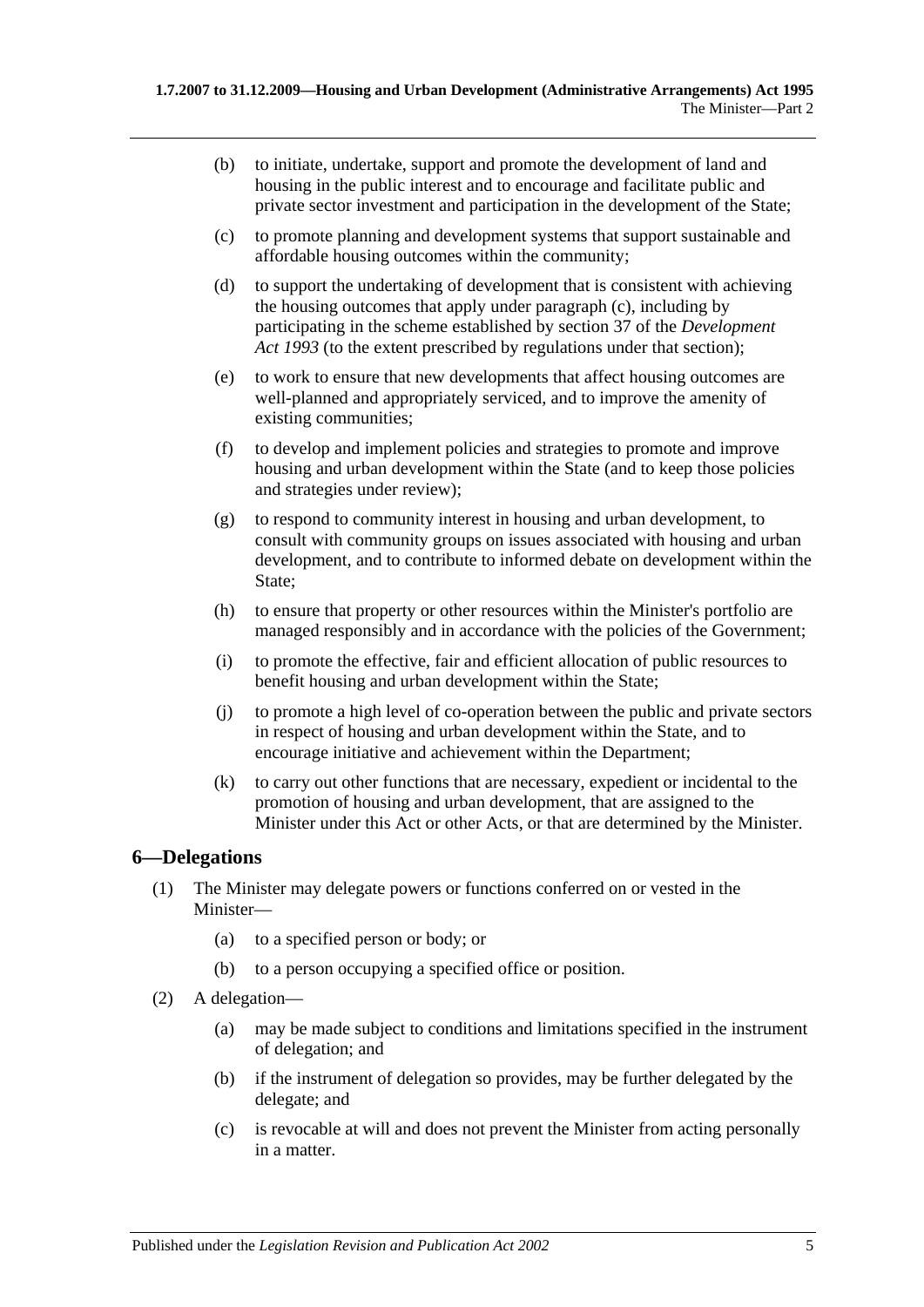(b) to initiate, undertake, support and promote the development of land and housing in the public interest and to encourage and facilitate public and private sector investment and participation in the development of the State;

(c) to promote planning and development systems that support sustainable and affordable housing outcomes within the community;

(d) to support the undertaking of development that is consistent with achieving the housing outcomes that apply under paragraph (c), including by participating in the scheme established by section 37 of the *Development Act 1993* (to the extent prescribed by regulations under that section);

(e) to work to ensure that new developments that affect housing outcomes are well-planned and appropriately serviced, and to improve the amenity of existing communities;

(f) to develop and implement policies and strategies to promote and improve housing and urban development within the State (and to keep those policies and strategies under review);

(g) to respond to community interest in housing and urban development, to consult with community groups on issues associated with housing and urban development, and to contribute to informed debate on development within the State;

(h) to ensure that property or other resources within the Minister's portfolio are managed responsibly and in accordance with the policies of the Government;

(i) to promote the effective, fair and efficient allocation of public resources to benefit housing and urban development within the State;

(j) to promote a high level of co-operation between the public and private sectors in respect of housing and urban development within the State, and to encourage initiative and achievement within the Department;

(k) to carry out other functions that are necessary, expedient or incidental to the promotion of housing and urban development, that are assigned to the Minister under this Act or other Acts, or that are determined by the Minister.

## 6—Delegations

(1) The Minister may delegate powers or functions conferred on or vested in the Minister—

(a) to a specified person or body; or

(b) to a person occupying a specified office or position.

(2) A delegation—

(a) may be made subject to conditions and limitations specified in the instrument of delegation; and

(b) if the instrument of delegation so provides, may be further delegated by the delegate; and

(c) is revocable at will and does not prevent the Minister from acting personally in a matter.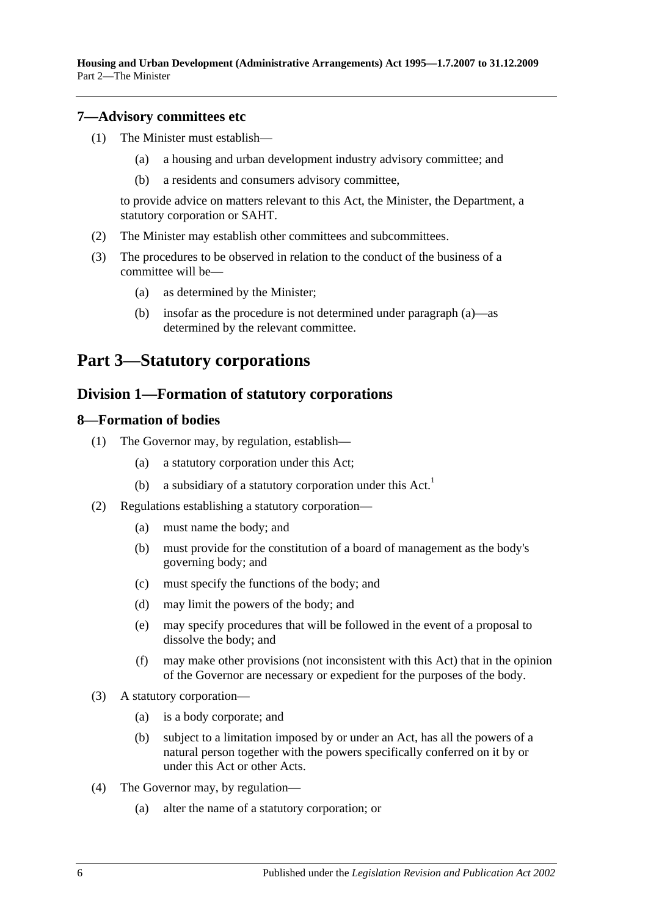### 7—Advisory committees etc

(1) The Minister must establish—

(a) a housing and urban development industry advisory committee; and

(b) a residents and consumers advisory committee,

to provide advice on matters relevant to this Act, the Minister, the Department, a statutory corporation or SAHT.

(2) The Minister may establish other committees and subcommittees.

(3) The procedures to be observed in relation to the conduct of the business of a committee will be—

(a) as determined by the Minister;

(b) insofar as the procedure is not determined under paragraph (a)—as determined by the relevant committee.

# Part 3—Statutory corporations

## Division 1—Formation of statutory corporations

### 8—Formation of bodies

(1) The Governor may, by regulation, establish—

(a) a statutory corporation under this Act;

(b) a subsidiary of a statutory corporation under this Act.[1]

(2) Regulations establishing a statutory corporation—

(a) must name the body; and

(b) must provide for the constitution of a board of management as the body's governing body; and

(c) must specify the functions of the body; and

(d) may limit the powers of the body; and

(e) may specify procedures that will be followed in the event of a proposal to dissolve the body; and

(f) may make other provisions (not inconsistent with this Act) that in the opinion of the Governor are necessary or expedient for the purposes of the body.

(3) A statutory corporation—

(a) is a body corporate; and

(b) subject to a limitation imposed by or under an Act, has all the powers of a natural person together with the powers specifically conferred on it by or under this Act or other Acts.

(4) The Governor may, by regulation—

(a) alter the name of a statutory corporation; or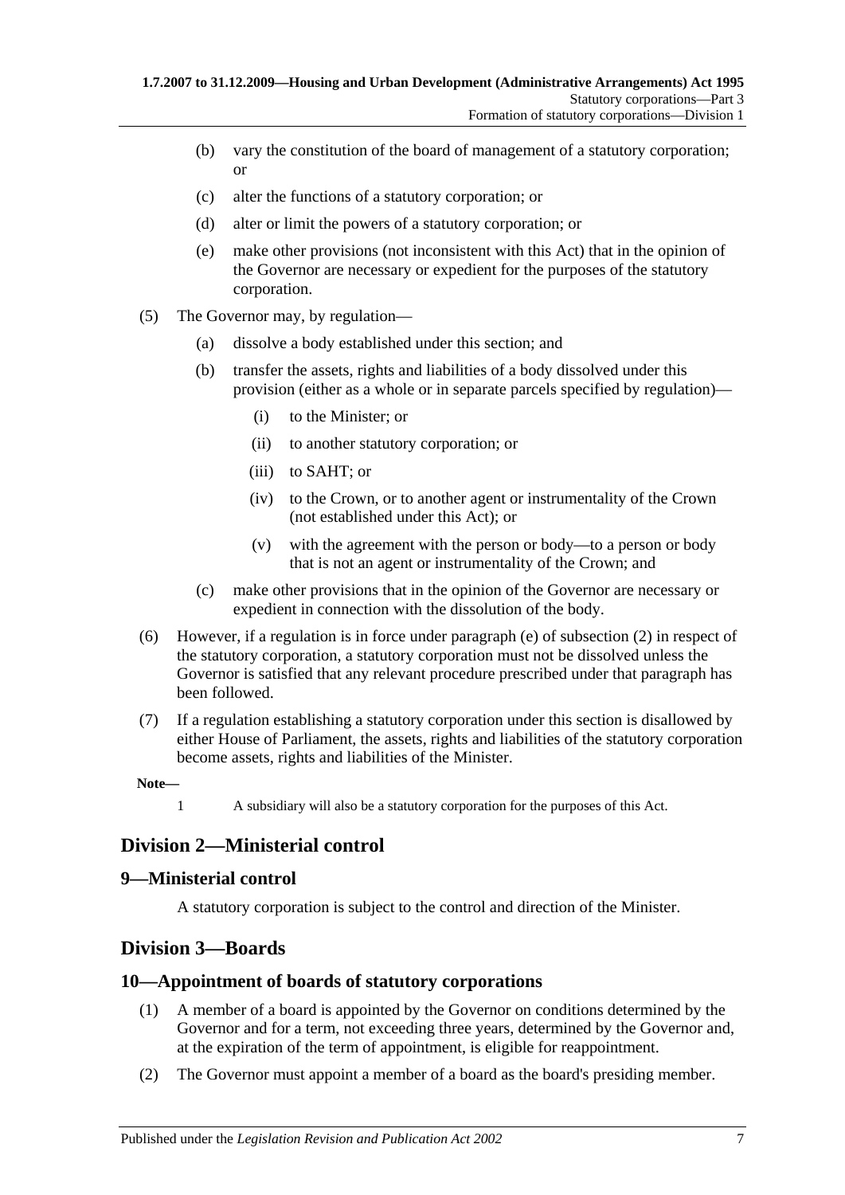(b) vary the constitution of the board of management of a statutory corporation; or

(c) alter the functions of a statutory corporation; or

(d) alter or limit the powers of a statutory corporation; or

(e) make other provisions (not inconsistent with this Act) that in the opinion of the Governor are necessary or expedient for the purposes of the statutory corporation.

(5) The Governor may, by regulation—

(a) dissolve a body established under this section; and

(b) transfer the assets, rights and liabilities of a body dissolved under this provision (either as a whole or in separate parcels specified by regulation)—

(i) to the Minister; or

(ii) to another statutory corporation; or

(iii) to SAHT; or

(iv) to the Crown, or to another agent or instrumentality of the Crown (not established under this Act); or

(v) with the agreement with the person or body—to a person or body that is not an agent or instrumentality of the Crown; and

(c) make other provisions that in the opinion of the Governor are necessary or expedient in connection with the dissolution of the body.

(6) However, if a regulation is in force under paragraph (e) of subsection (2) in respect of the statutory corporation, a statutory corporation must not be dissolved unless the Governor is satisfied that any relevant procedure prescribed under that paragraph has been followed.

(7) If a regulation establishing a statutory corporation under this section is disallowed by either House of Parliament, the assets, rights and liabilities of the statutory corporation become assets, rights and liabilities of the Minister.

**Note—**

1 A subsidiary will also be a statutory corporation for the purposes of this Act.

## Division 2—Ministerial control

### 9—Ministerial control

A statutory corporation is subject to the control and direction of the Minister.

## Division 3—Boards

### 10—Appointment of boards of statutory corporations

(1) A member of a board is appointed by the Governor on conditions determined by the Governor and for a term, not exceeding three years, determined by the Governor and, at the expiration of the term of appointment, is eligible for reappointment.

(2) The Governor must appoint a member of a board as the board's presiding member.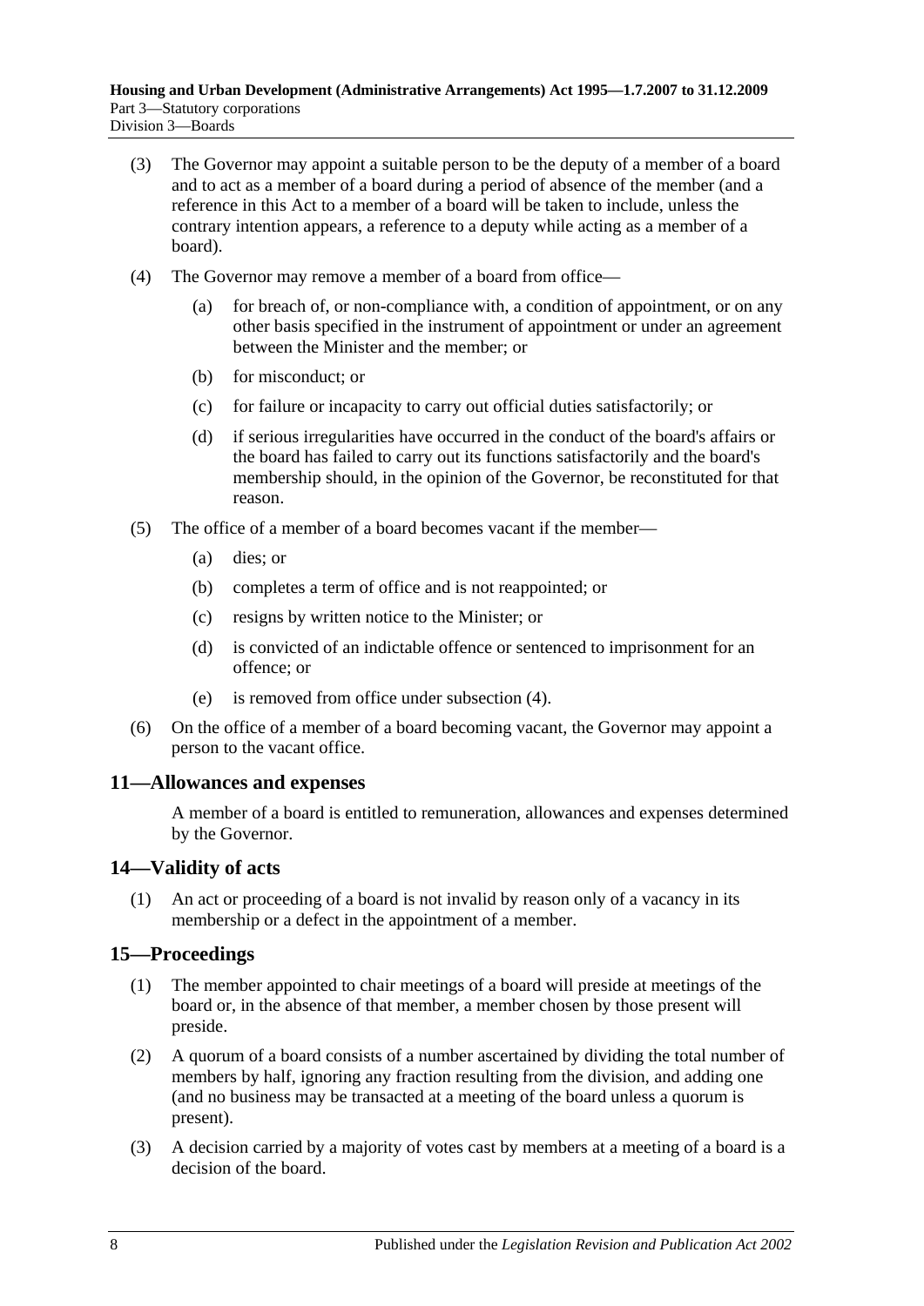(3) The Governor may appoint a suitable person to be the deputy of a member of a board and to act as a member of a board during a period of absence of the member (and a reference in this Act to a member of a board will be taken to include, unless the contrary intention appears, a reference to a deputy while acting as a member of a board).

(4) The Governor may remove a member of a board from office—

- (a) for breach of, or non-compliance with, a condition of appointment, or on any other basis specified in the instrument of appointment or under an agreement between the Minister and the member; or
- (b) for misconduct; or
- (c) for failure or incapacity to carry out official duties satisfactorily; or
- (d) if serious irregularities have occurred in the conduct of the board's affairs or the board has failed to carry out its functions satisfactorily and the board's membership should, in the opinion of the Governor, be reconstituted for that reason.

(5) The office of a member of a board becomes vacant if the member—

- (a) dies; or
- (b) completes a term of office and is not reappointed; or
- (c) resigns by written notice to the Minister; or
- (d) is convicted of an indictable offence or sentenced to imprisonment for an offence; or
- (e) is removed from office under subsection (4).

(6) On the office of a member of a board becoming vacant, the Governor may appoint a person to the vacant office.

## 11—Allowances and expenses

A member of a board is entitled to remuneration, allowances and expenses determined by the Governor.

## 14—Validity of acts

(1) An act or proceeding of a board is not invalid by reason only of a vacancy in its membership or a defect in the appointment of a member.

## 15—Proceedings

(1) The member appointed to chair meetings of a board will preside at meetings of the board or, in the absence of that member, a member chosen by those present will preside.

(2) A quorum of a board consists of a number ascertained by dividing the total number of members by half, ignoring any fraction resulting from the division, and adding one (and no business may be transacted at a meeting of the board unless a quorum is present).

(3) A decision carried by a majority of votes cast by members at a meeting of a board is a decision of the board.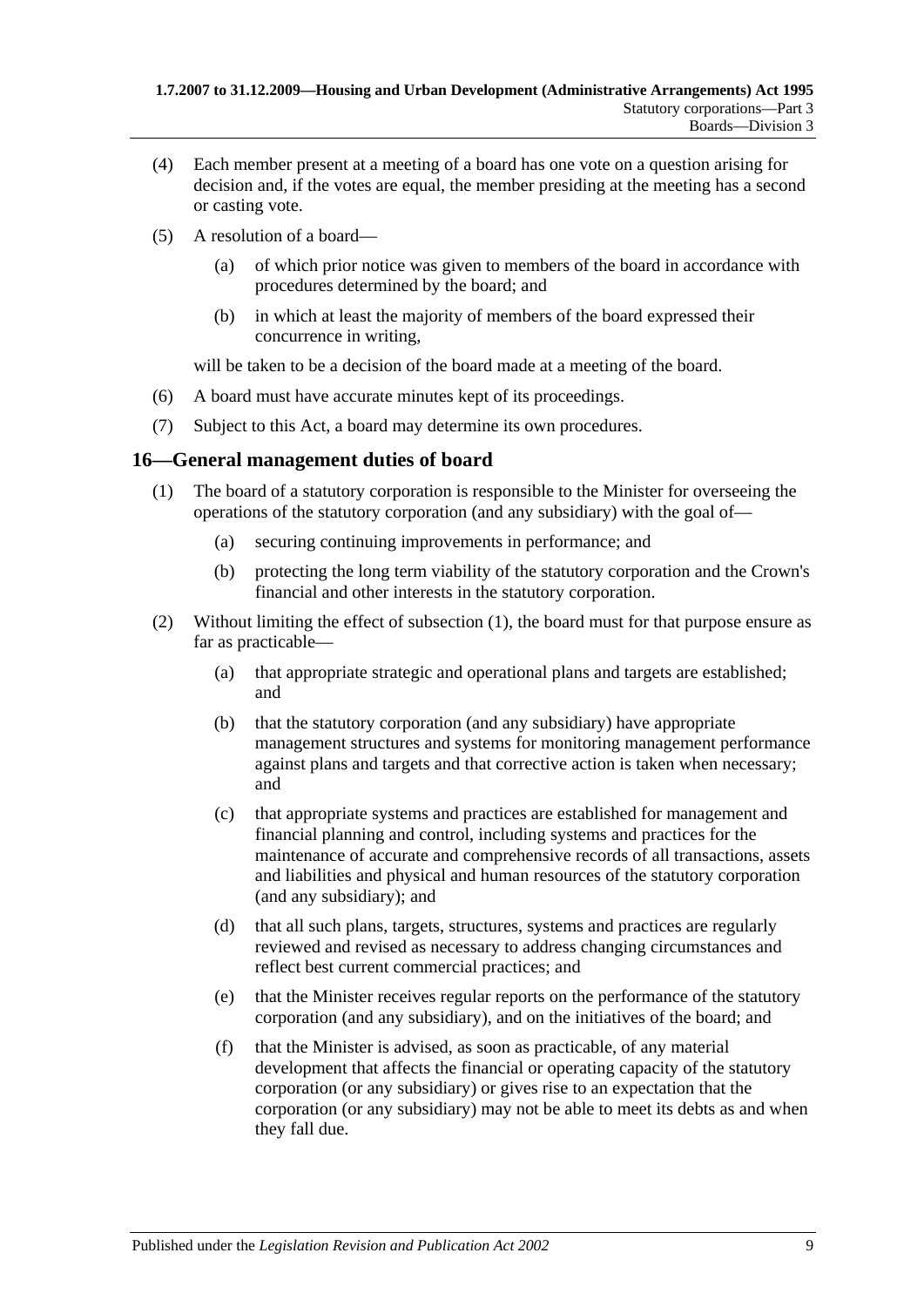(4) Each member present at a meeting of a board has one vote on a question arising for decision and, if the votes are equal, the member presiding at the meeting has a second or casting vote.

(5) A resolution of a board—

(a) of which prior notice was given to members of the board in accordance with procedures determined by the board; and

(b) in which at least the majority of members of the board expressed their concurrence in writing,

will be taken to be a decision of the board made at a meeting of the board.

(6) A board must have accurate minutes kept of its proceedings.

(7) Subject to this Act, a board may determine its own procedures.

## 16—General management duties of board

(1) The board of a statutory corporation is responsible to the Minister for overseeing the operations of the statutory corporation (and any subsidiary) with the goal of—

(a) securing continuing improvements in performance; and

(b) protecting the long term viability of the statutory corporation and the Crown's financial and other interests in the statutory corporation.

(2) Without limiting the effect of subsection (1), the board must for that purpose ensure as far as practicable—

(a) that appropriate strategic and operational plans and targets are established; and

(b) that the statutory corporation (and any subsidiary) have appropriate management structures and systems for monitoring management performance against plans and targets and that corrective action is taken when necessary; and

(c) that appropriate systems and practices are established for management and financial planning and control, including systems and practices for the maintenance of accurate and comprehensive records of all transactions, assets and liabilities and physical and human resources of the statutory corporation (and any subsidiary); and

(d) that all such plans, targets, structures, systems and practices are regularly reviewed and revised as necessary to address changing circumstances and reflect best current commercial practices; and

(e) that the Minister receives regular reports on the performance of the statutory corporation (and any subsidiary), and on the initiatives of the board; and

(f) that the Minister is advised, as soon as practicable, of any material development that affects the financial or operating capacity of the statutory corporation (or any subsidiary) or gives rise to an expectation that the corporation (or any subsidiary) may not be able to meet its debts as and when they fall due.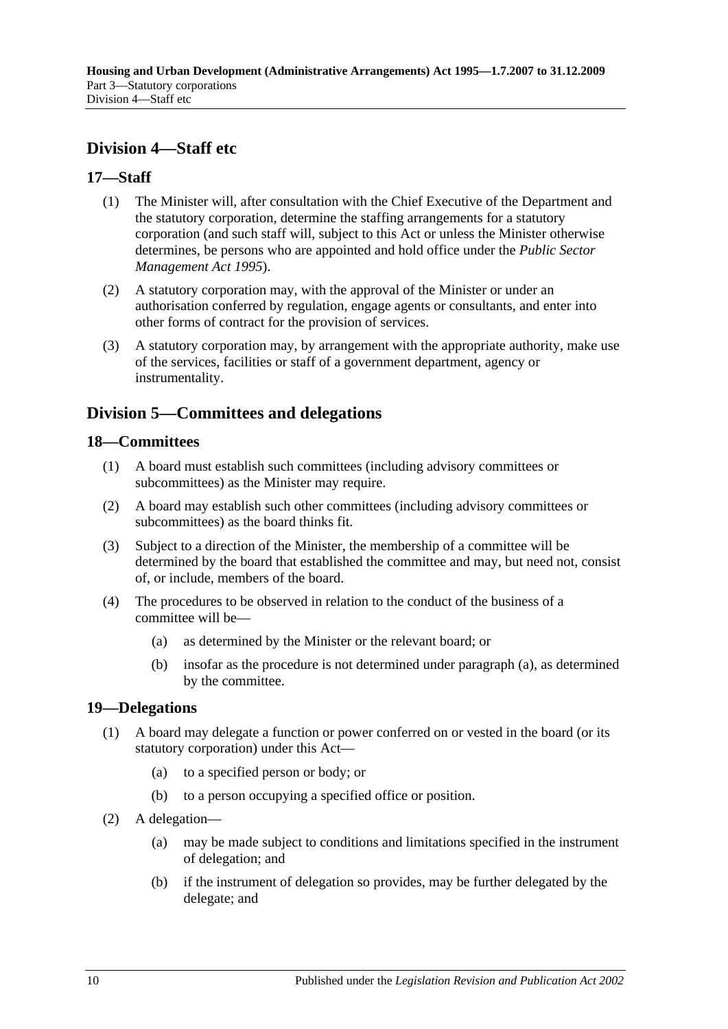## Division 4—Staff etc

### 17—Staff

(1) The Minister will, after consultation with the Chief Executive of the Department and the statutory corporation, determine the staffing arrangements for a statutory corporation (and such staff will, subject to this Act or unless the Minister otherwise determines, be persons who are appointed and hold office under the *Public Sector Management Act 1995*).

(2) A statutory corporation may, with the approval of the Minister or under an authorisation conferred by regulation, engage agents or consultants, and enter into other forms of contract for the provision of services.

(3) A statutory corporation may, by arrangement with the appropriate authority, make use of the services, facilities or staff of a government department, agency or instrumentality.

## Division 5—Committees and delegations

### 18—Committees

(1) A board must establish such committees (including advisory committees or subcommittees) as the Minister may require.

(2) A board may establish such other committees (including advisory committees or subcommittees) as the board thinks fit.

(3) Subject to a direction of the Minister, the membership of a committee will be determined by the board that established the committee and may, but need not, consist of, or include, members of the board.

(4) The procedures to be observed in relation to the conduct of the business of a committee will be—

(a) as determined by the Minister or the relevant board; or

(b) insofar as the procedure is not determined under paragraph (a), as determined by the committee.

### 19—Delegations

(1) A board may delegate a function or power conferred on or vested in the board (or its statutory corporation) under this Act—

(a) to a specified person or body; or

(b) to a person occupying a specified office or position.

(2) A delegation—

(a) may be made subject to conditions and limitations specified in the instrument of delegation; and

(b) if the instrument of delegation so provides, may be further delegated by the delegate; and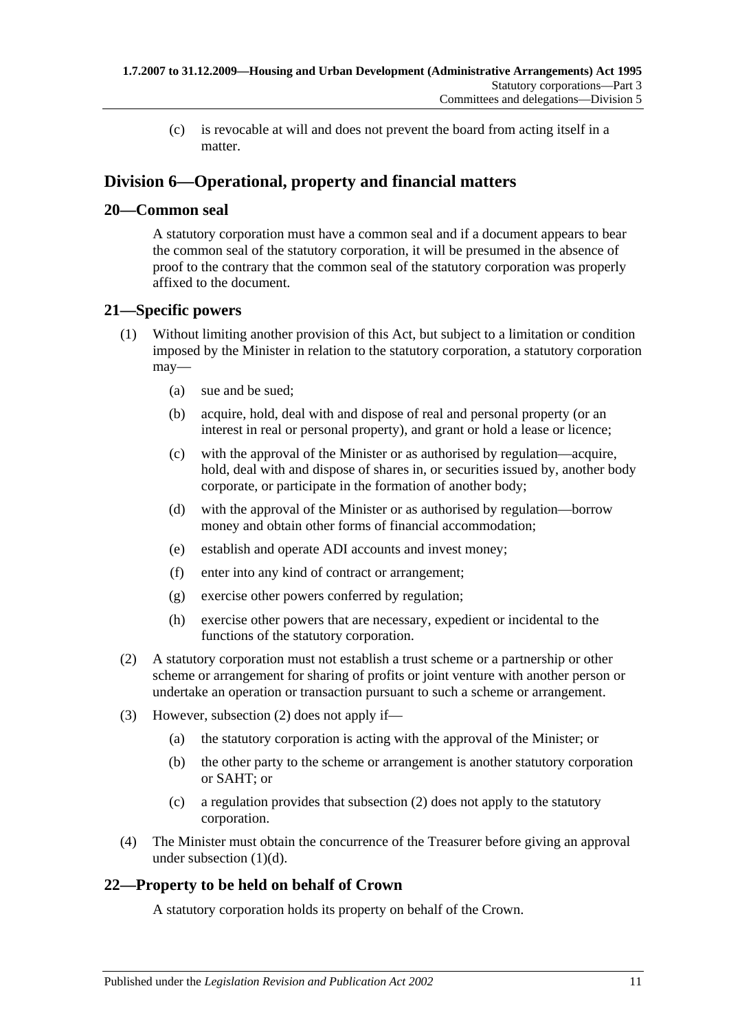(c) is revocable at will and does not prevent the board from acting itself in a matter.

## Division 6—Operational, property and financial matters

### 20—Common seal

A statutory corporation must have a common seal and if a document appears to bear the common seal of the statutory corporation, it will be presumed in the absence of proof to the contrary that the common seal of the statutory corporation was properly affixed to the document.

### 21—Specific powers

(1) Without limiting another provision of this Act, but subject to a limitation or condition imposed by the Minister in relation to the statutory corporation, a statutory corporation may—

(a) sue and be sued;

(b) acquire, hold, deal with and dispose of real and personal property (or an interest in real or personal property), and grant or hold a lease or licence;

(c) with the approval of the Minister or as authorised by regulation—acquire, hold, deal with and dispose of shares in, or securities issued by, another body corporate, or participate in the formation of another body;

(d) with the approval of the Minister or as authorised by regulation—borrow money and obtain other forms of financial accommodation;

(e) establish and operate ADI accounts and invest money;

(f) enter into any kind of contract or arrangement;

(g) exercise other powers conferred by regulation;

(h) exercise other powers that are necessary, expedient or incidental to the functions of the statutory corporation.

(2) A statutory corporation must not establish a trust scheme or a partnership or other scheme or arrangement for sharing of profits or joint venture with another person or undertake an operation or transaction pursuant to such a scheme or arrangement.

(3) However, subsection (2) does not apply if—

(a) the statutory corporation is acting with the approval of the Minister; or

(b) the other party to the scheme or arrangement is another statutory corporation or SAHT; or

(c) a regulation provides that subsection (2) does not apply to the statutory corporation.

(4) The Minister must obtain the concurrence of the Treasurer before giving an approval under subsection (1)(d).

### 22—Property to be held on behalf of Crown

A statutory corporation holds its property on behalf of the Crown.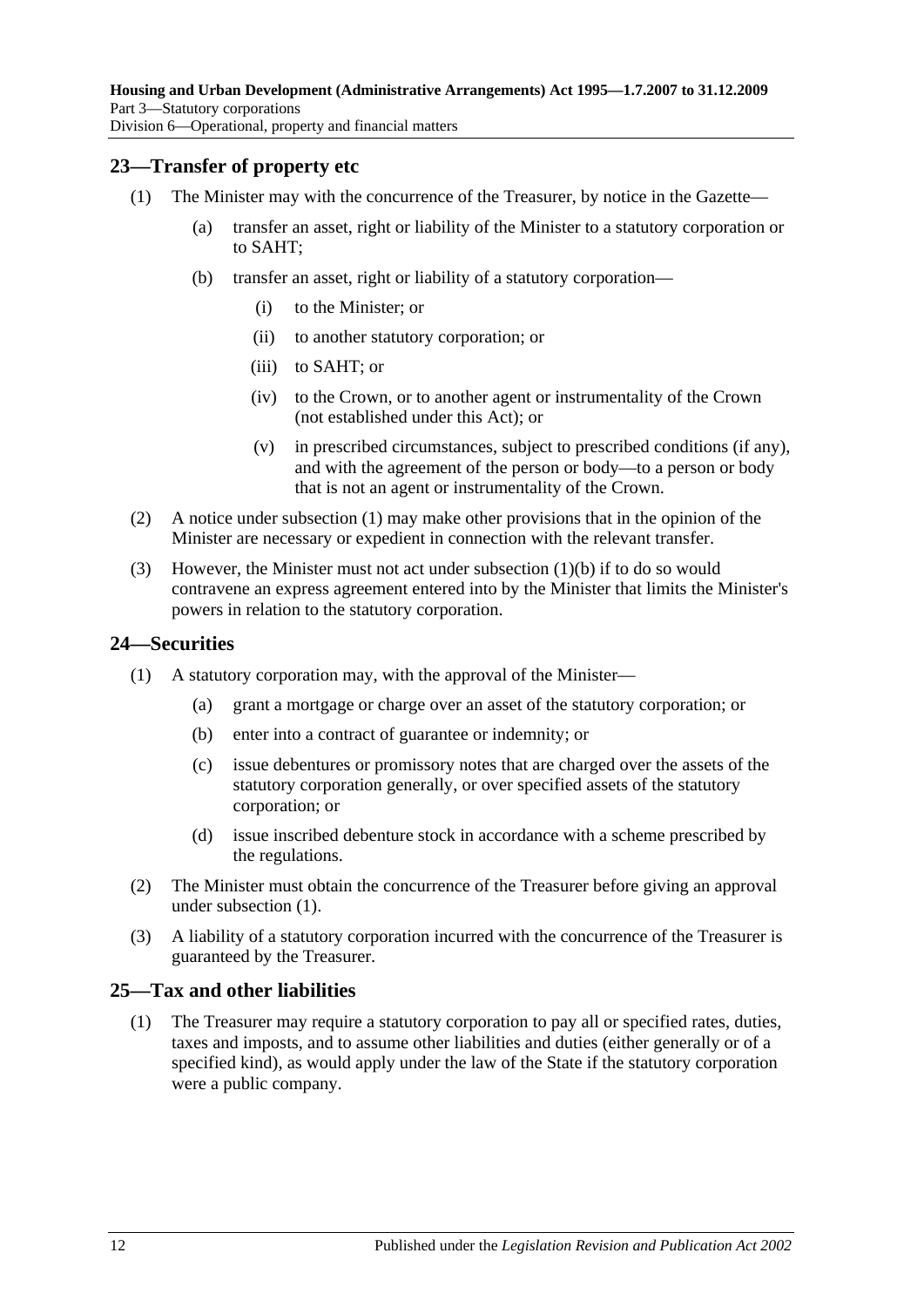## 23—Transfer of property etc

(1) The Minister may with the concurrence of the Treasurer, by notice in the Gazette—

(a) transfer an asset, right or liability of the Minister to a statutory corporation or to SAHT;

(b) transfer an asset, right or liability of a statutory corporation—

(i) to the Minister; or

(ii) to another statutory corporation; or

(iii) to SAHT; or

(iv) to the Crown, or to another agent or instrumentality of the Crown (not established under this Act); or

(v) in prescribed circumstances, subject to prescribed conditions (if any), and with the agreement of the person or body—to a person or body that is not an agent or instrumentality of the Crown.

(2) A notice under subsection (1) may make other provisions that in the opinion of the Minister are necessary or expedient in connection with the relevant transfer.

(3) However, the Minister must not act under subsection (1)(b) if to do so would contravene an express agreement entered into by the Minister that limits the Minister's powers in relation to the statutory corporation.

## 24—Securities

(1) A statutory corporation may, with the approval of the Minister—

(a) grant a mortgage or charge over an asset of the statutory corporation; or

(b) enter into a contract of guarantee or indemnity; or

(c) issue debentures or promissory notes that are charged over the assets of the statutory corporation generally, or over specified assets of the statutory corporation; or

(d) issue inscribed debenture stock in accordance with a scheme prescribed by the regulations.

(2) The Minister must obtain the concurrence of the Treasurer before giving an approval under subsection (1).

(3) A liability of a statutory corporation incurred with the concurrence of the Treasurer is guaranteed by the Treasurer.

## 25—Tax and other liabilities

(1) The Treasurer may require a statutory corporation to pay all or specified rates, duties, taxes and imposts, and to assume other liabilities and duties (either generally or of a specified kind), as would apply under the law of the State if the statutory corporation were a public company.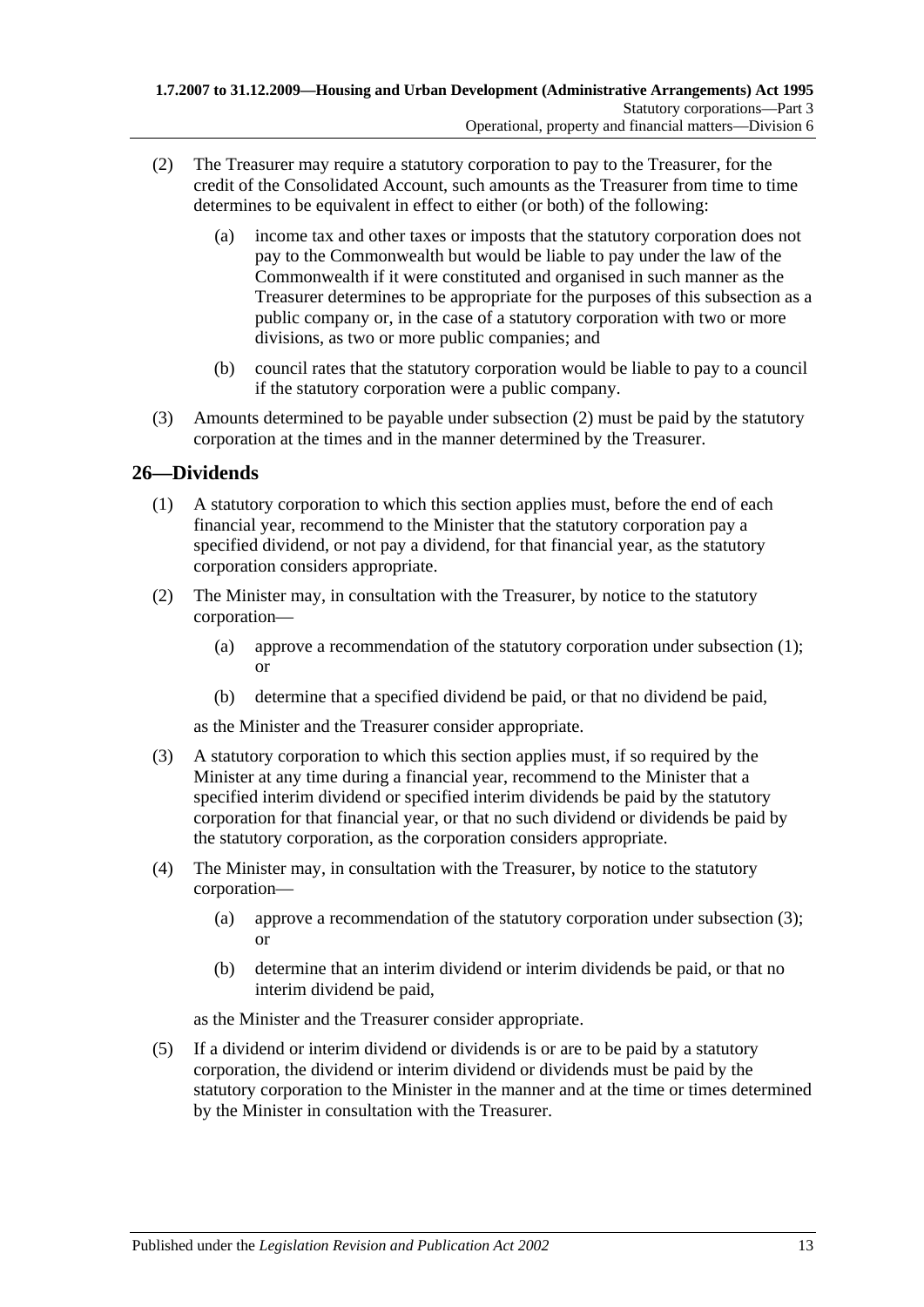(2) The Treasurer may require a statutory corporation to pay to the Treasurer, for the credit of the Consolidated Account, such amounts as the Treasurer from time to time determines to be equivalent in effect to either (or both) of the following:

(a) income tax and other taxes or imposts that the statutory corporation does not pay to the Commonwealth but would be liable to pay under the law of the Commonwealth if it were constituted and organised in such manner as the Treasurer determines to be appropriate for the purposes of this subsection as a public company or, in the case of a statutory corporation with two or more divisions, as two or more public companies; and

(b) council rates that the statutory corporation would be liable to pay to a council if the statutory corporation were a public company.

(3) Amounts determined to be payable under subsection (2) must be paid by the statutory corporation at the times and in the manner determined by the Treasurer.

## 26—Dividends

(1) A statutory corporation to which this section applies must, before the end of each financial year, recommend to the Minister that the statutory corporation pay a specified dividend, or not pay a dividend, for that financial year, as the statutory corporation considers appropriate.

(2) The Minister may, in consultation with the Treasurer, by notice to the statutory corporation—

(a) approve a recommendation of the statutory corporation under subsection (1); or

(b) determine that a specified dividend be paid, or that no dividend be paid,

as the Minister and the Treasurer consider appropriate.

(3) A statutory corporation to which this section applies must, if so required by the Minister at any time during a financial year, recommend to the Minister that a specified interim dividend or specified interim dividends be paid by the statutory corporation for that financial year, or that no such dividend or dividends be paid by the statutory corporation, as the corporation considers appropriate.

(4) The Minister may, in consultation with the Treasurer, by notice to the statutory corporation—

(a) approve a recommendation of the statutory corporation under subsection (3); or

(b) determine that an interim dividend or interim dividends be paid, or that no interim dividend be paid,

as the Minister and the Treasurer consider appropriate.

(5) If a dividend or interim dividend or dividends is or are to be paid by a statutory corporation, the dividend or interim dividend or dividends must be paid by the statutory corporation to the Minister in the manner and at the time or times determined by the Minister in consultation with the Treasurer.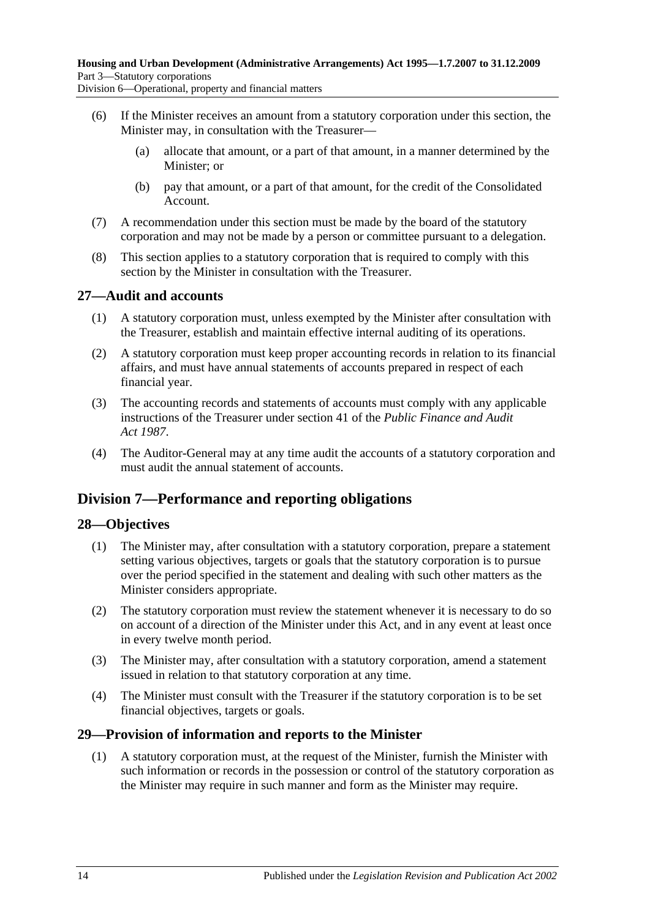(6) If the Minister receives an amount from a statutory corporation under this section, the Minister may, in consultation with the Treasurer—

(a) allocate that amount, or a part of that amount, in a manner determined by the Minister; or

(b) pay that amount, or a part of that amount, for the credit of the Consolidated Account.

(7) A recommendation under this section must be made by the board of the statutory corporation and may not be made by a person or committee pursuant to a delegation.

(8) This section applies to a statutory corporation that is required to comply with this section by the Minister in consultation with the Treasurer.

## 27—Audit and accounts

(1) A statutory corporation must, unless exempted by the Minister after consultation with the Treasurer, establish and maintain effective internal auditing of its operations.

(2) A statutory corporation must keep proper accounting records in relation to its financial affairs, and must have annual statements of accounts prepared in respect of each financial year.

(3) The accounting records and statements of accounts must comply with any applicable instructions of the Treasurer under section 41 of the *Public Finance and Audit Act 1987*.

(4) The Auditor-General may at any time audit the accounts of a statutory corporation and must audit the annual statement of accounts.

# Division 7—Performance and reporting obligations

## 28—Objectives

(1) The Minister may, after consultation with a statutory corporation, prepare a statement setting various objectives, targets or goals that the statutory corporation is to pursue over the period specified in the statement and dealing with such other matters as the Minister considers appropriate.

(2) The statutory corporation must review the statement whenever it is necessary to do so on account of a direction of the Minister under this Act, and in any event at least once in every twelve month period.

(3) The Minister may, after consultation with a statutory corporation, amend a statement issued in relation to that statutory corporation at any time.

(4) The Minister must consult with the Treasurer if the statutory corporation is to be set financial objectives, targets or goals.

## 29—Provision of information and reports to the Minister

(1) A statutory corporation must, at the request of the Minister, furnish the Minister with such information or records in the possession or control of the statutory corporation as the Minister may require in such manner and form as the Minister may require.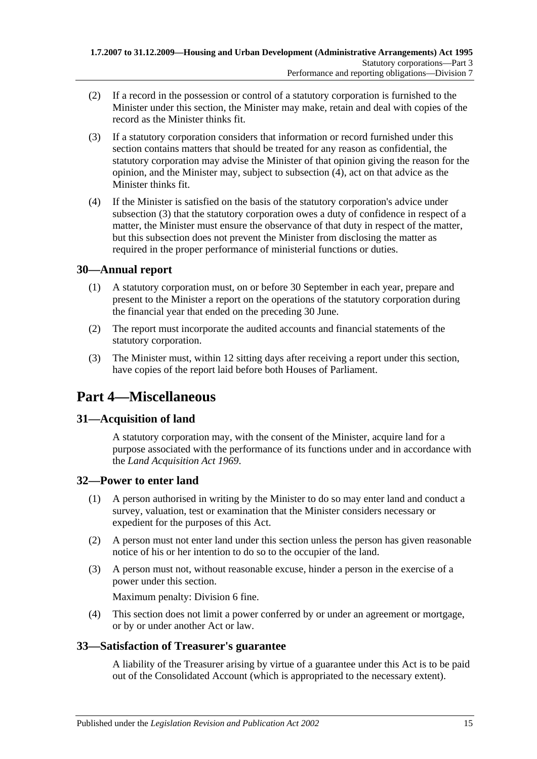(2) If a record in the possession or control of a statutory corporation is furnished to the Minister under this section, the Minister may make, retain and deal with copies of the record as the Minister thinks fit.

(3) If a statutory corporation considers that information or record furnished under this section contains matters that should be treated for any reason as confidential, the statutory corporation may advise the Minister of that opinion giving the reason for the opinion, and the Minister may, subject to subsection (4), act on that advice as the Minister thinks fit.

(4) If the Minister is satisfied on the basis of the statutory corporation's advice under subsection (3) that the statutory corporation owes a duty of confidence in respect of a matter, the Minister must ensure the observance of that duty in respect of the matter, but this subsection does not prevent the Minister from disclosing the matter as required in the proper performance of ministerial functions or duties.

## 30—Annual report

(1) A statutory corporation must, on or before 30 September in each year, prepare and present to the Minister a report on the operations of the statutory corporation during the financial year that ended on the preceding 30 June.

(2) The report must incorporate the audited accounts and financial statements of the statutory corporation.

(3) The Minister must, within 12 sitting days after receiving a report under this section, have copies of the report laid before both Houses of Parliament.

# Part 4—Miscellaneous

## 31—Acquisition of land

A statutory corporation may, with the consent of the Minister, acquire land for a purpose associated with the performance of its functions under and in accordance with the *Land Acquisition Act 1969*.

## 32—Power to enter land

(1) A person authorised in writing by the Minister to do so may enter land and conduct a survey, valuation, test or examination that the Minister considers necessary or expedient for the purposes of this Act.

(2) A person must not enter land under this section unless the person has given reasonable notice of his or her intention to do so to the occupier of the land.

(3) A person must not, without reasonable excuse, hinder a person in the exercise of a power under this section.

Maximum penalty: Division 6 fine.

(4) This section does not limit a power conferred by or under an agreement or mortgage, or by or under another Act or law.

## 33—Satisfaction of Treasurer's guarantee

A liability of the Treasurer arising by virtue of a guarantee under this Act is to be paid out of the Consolidated Account (which is appropriated to the necessary extent).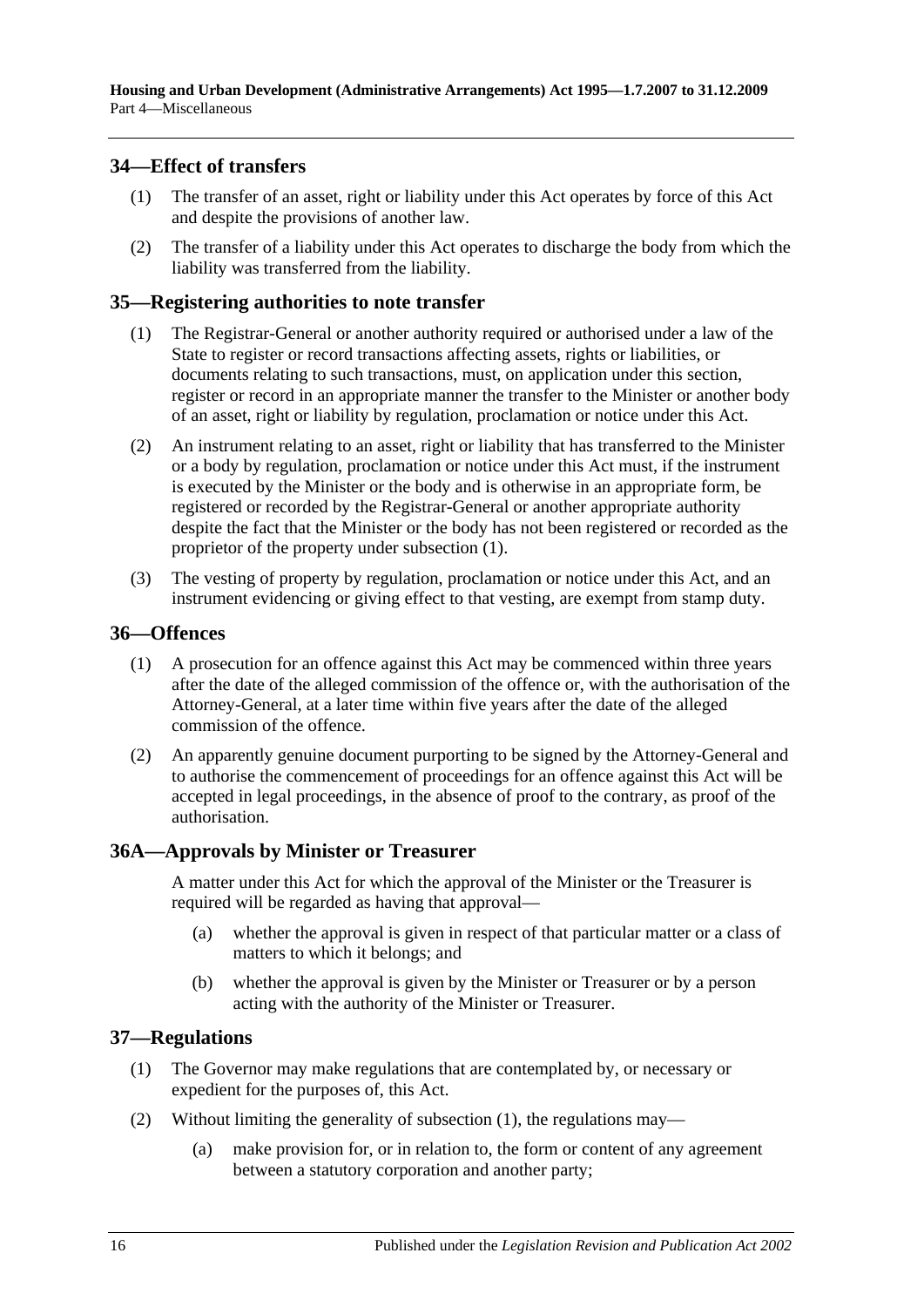## 34—Effect of transfers

(1) The transfer of an asset, right or liability under this Act operates by force of this Act and despite the provisions of another law.

(2) The transfer of a liability under this Act operates to discharge the body from which the liability was transferred from the liability.

## 35—Registering authorities to note transfer

(1) The Registrar-General or another authority required or authorised under a law of the State to register or record transactions affecting assets, rights or liabilities, or documents relating to such transactions, must, on application under this section, register or record in an appropriate manner the transfer to the Minister or another body of an asset, right or liability by regulation, proclamation or notice under this Act.

(2) An instrument relating to an asset, right or liability that has transferred to the Minister or a body by regulation, proclamation or notice under this Act must, if the instrument is executed by the Minister or the body and is otherwise in an appropriate form, be registered or recorded by the Registrar-General or another appropriate authority despite the fact that the Minister or the body has not been registered or recorded as the proprietor of the property under subsection (1).

(3) The vesting of property by regulation, proclamation or notice under this Act, and an instrument evidencing or giving effect to that vesting, are exempt from stamp duty.

## 36—Offences

(1) A prosecution for an offence against this Act may be commenced within three years after the date of the alleged commission of the offence or, with the authorisation of the Attorney-General, at a later time within five years after the date of the alleged commission of the offence.

(2) An apparently genuine document purporting to be signed by the Attorney-General and to authorise the commencement of proceedings for an offence against this Act will be accepted in legal proceedings, in the absence of proof to the contrary, as proof of the authorisation.

## 36A—Approvals by Minister or Treasurer

A matter under this Act for which the approval of the Minister or the Treasurer is required will be regarded as having that approval—

(a) whether the approval is given in respect of that particular matter or a class of matters to which it belongs; and

(b) whether the approval is given by the Minister or Treasurer or by a person acting with the authority of the Minister or Treasurer.

## 37—Regulations

(1) The Governor may make regulations that are contemplated by, or necessary or expedient for the purposes of, this Act.

(2) Without limiting the generality of subsection (1), the regulations may—

(a) make provision for, or in relation to, the form or content of any agreement between a statutory corporation and another party;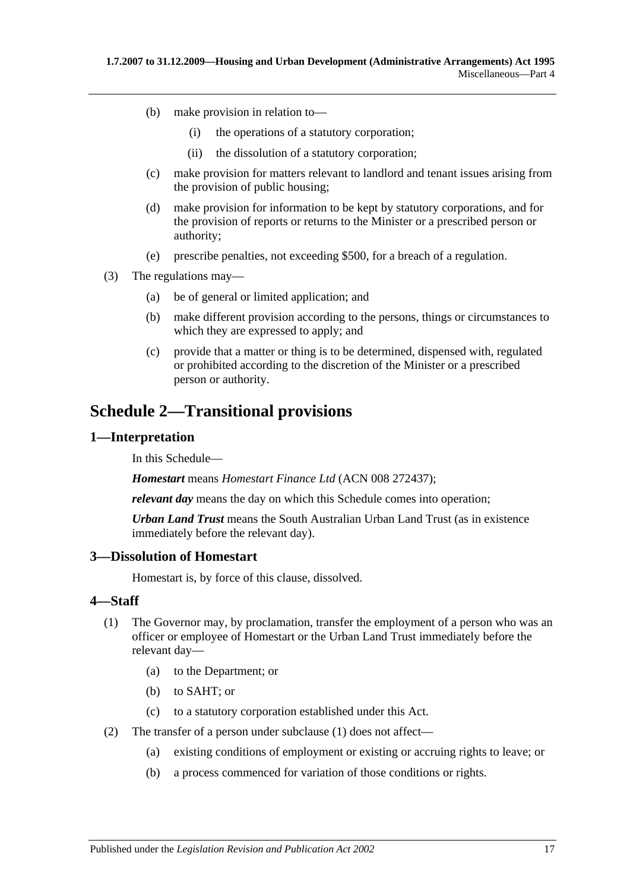(b) make provision in relation to—

  (i) the operations of a statutory corporation;

  (ii) the dissolution of a statutory corporation;

(c) make provision for matters relevant to landlord and tenant issues arising from the provision of public housing;

(d) make provision for information to be kept by statutory corporations, and for the provision of reports or returns to the Minister or a prescribed person or authority;

(e) prescribe penalties, not exceeding $500, for a breach of a regulation.

(3) The regulations may—

(a) be of general or limited application; and

(b) make different provision according to the persons, things or circumstances to which they are expressed to apply; and

(c) provide that a matter or thing is to be determined, dispensed with, regulated or prohibited according to the discretion of the Minister or a prescribed person or authority.

# Schedule 2—Transitional provisions

## 1—Interpretation

In this Schedule—

***Homestart*** means *Homestart Finance Ltd* (ACN 008 272437);

***relevant day*** means the day on which this Schedule comes into operation;

***Urban Land Trust*** means the South Australian Urban Land Trust (as in existence immediately before the relevant day).

## 3—Dissolution of Homestart

Homestart is, by force of this clause, dissolved.

## 4—Staff

(1) The Governor may, by proclamation, transfer the employment of a person who was an officer or employee of Homestart or the Urban Land Trust immediately before the relevant day—

(a) to the Department; or

(b) to SAHT; or

(c) to a statutory corporation established under this Act.

(2) The transfer of a person under subclause (1) does not affect—

(a) existing conditions of employment or existing or accruing rights to leave; or

(b) a process commenced for variation of those conditions or rights.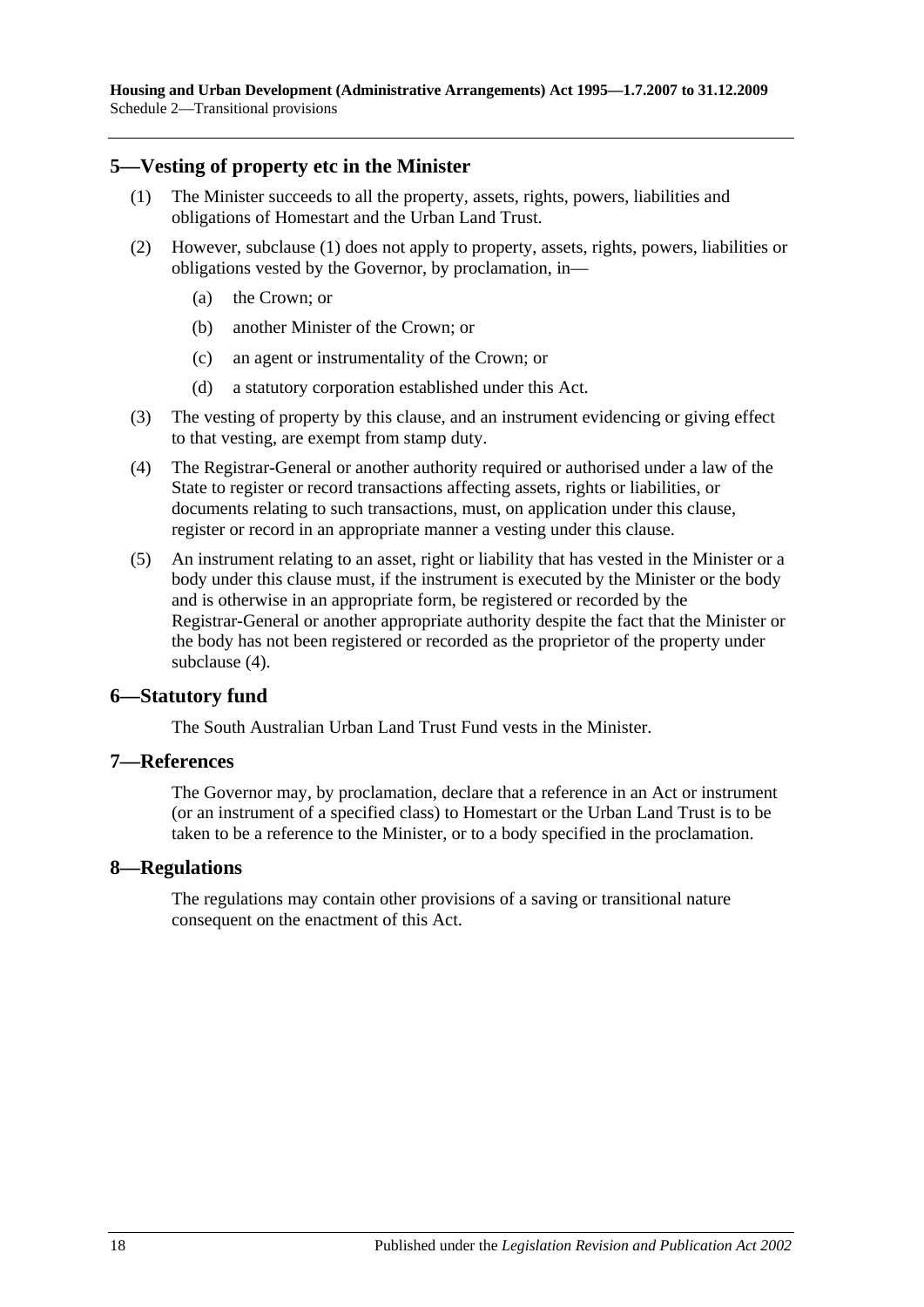## 5—Vesting of property etc in the Minister

(1) The Minister succeeds to all the property, assets, rights, powers, liabilities and obligations of Homestart and the Urban Land Trust.

(2) However, subclause (1) does not apply to property, assets, rights, powers, liabilities or obligations vested by the Governor, by proclamation, in—

- (a) the Crown; or
- (b) another Minister of the Crown; or
- (c) an agent or instrumentality of the Crown; or
- (d) a statutory corporation established under this Act.

(3) The vesting of property by this clause, and an instrument evidencing or giving effect to that vesting, are exempt from stamp duty.

(4) The Registrar-General or another authority required or authorised under a law of the State to register or record transactions affecting assets, rights or liabilities, or documents relating to such transactions, must, on application under this clause, register or record in an appropriate manner a vesting under this clause.

(5) An instrument relating to an asset, right or liability that has vested in the Minister or a body under this clause must, if the instrument is executed by the Minister or the body and is otherwise in an appropriate form, be registered or recorded by the Registrar-General or another appropriate authority despite the fact that the Minister or the body has not been registered or recorded as the proprietor of the property under subclause (4).

## 6—Statutory fund

The South Australian Urban Land Trust Fund vests in the Minister.

## 7—References

The Governor may, by proclamation, declare that a reference in an Act or instrument (or an instrument of a specified class) to Homestart or the Urban Land Trust is to be taken to be a reference to the Minister, or to a body specified in the proclamation.

## 8—Regulations

The regulations may contain other provisions of a saving or transitional nature consequent on the enactment of this Act.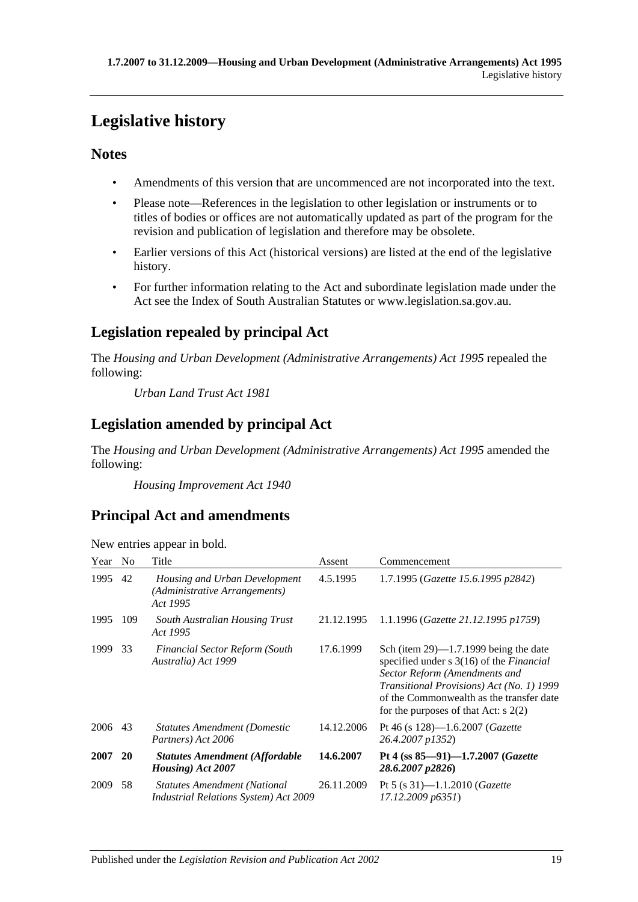# Legislative history

## Notes

- Amendments of this version that are uncommenced are not incorporated into the text.
- Please note—References in the legislation to other legislation or instruments or to titles of bodies or offices are not automatically updated as part of the program for the revision and publication of legislation and therefore may be obsolete.
- Earlier versions of this Act (historical versions) are listed at the end of the legislative history.
- For further information relating to the Act and subordinate legislation made under the Act see the Index of South Australian Statutes or www.legislation.sa.gov.au.

## Legislation repealed by principal Act

The *Housing and Urban Development (Administrative Arrangements) Act 1995* repealed the following:

*Urban Land Trust Act 1981*

## Legislation amended by principal Act

The *Housing and Urban Development (Administrative Arrangements) Act 1995* amended the following:

*Housing Improvement Act 1940*

## Principal Act and amendments

New entries appear in bold.

| Year | No | Title | Assent | Commencement |
|---|---|---|---|---|
| 1995 | 42 | *Housing and Urban Development (Administrative Arrangements) Act 1995* | 4.5.1995 | 1.7.1995 (*Gazette 15.6.1995 p2842*) |
| 1995 | 109 | *South Australian Housing Trust Act 1995* | 21.12.1995 | 1.1.1996 (*Gazette 21.12.1995 p1759*) |
| 1999 | 33 | *Financial Sector Reform (South Australia) Act 1999* | 17.6.1999 | Sch (item 29)—1.7.1999 being the date specified under s 3(16) of the *Financial Sector Reform (Amendments and Transitional Provisions) Act (No. 1) 1999* of the Commonwealth as the transfer date for the purposes of that Act: s 2(2) |
| 2006 | 43 | *Statutes Amendment (Domestic Partners) Act 2006* | 14.12.2006 | Pt 46 (s 128)—1.6.2007 (*Gazette 26.4.2007 p1352*) |
| **2007** | **20** | ***Statutes Amendment (Affordable Housing) Act 2007*** | **14.6.2007** | **Pt 4 (ss 85—91)—1.7.2007 (*Gazette 28.6.2007 p2826*)** |
| 2009 | 58 | *Statutes Amendment (National Industrial Relations System) Act 2009* | 26.11.2009 | Pt 5 (s 31)—1.1.2010 (*Gazette 17.12.2009 p6351*) |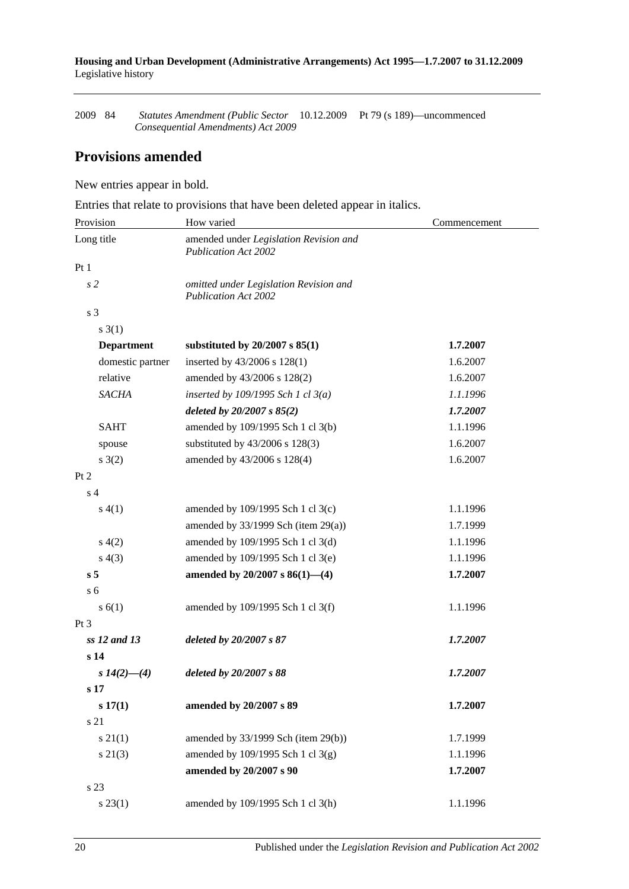| 2009 | 84 | *Statutes Amendment (Public Sector Consequential Amendments) Act 2009* | 10.12.2009 | Pt 79 (s 189)—uncommenced |
|---|---|---|---|---|

## Provisions amended

New entries appear in bold.

Entries that relate to provisions that have been deleted appear in italics.

| Provision | How varied | Commencement |
|---|---|---|
| Long title | amended under *Legislation Revision and Publication Act 2002* | |
| Pt 1 | | |
| *s 2* | *omitted under Legislation Revision and Publication Act 2002* | |
| s 3 | | |
| s 3(1) | | |
| **Department** | **substituted by 20/2007 s 85(1)** | **1.7.2007** |
| domestic partner | inserted by 43/2006 s 128(1) | 1.6.2007 |
| relative | amended by 43/2006 s 128(2) | 1.6.2007 |
| *SACHA* | *inserted by 109/1995 Sch 1 cl 3(a)* | *1.1.1996* |
| | ***deleted by 20/2007 s 85(2)*** | ***1.7.2007*** |
| SAHT | amended by 109/1995 Sch 1 cl 3(b) | 1.1.1996 |
| spouse | substituted by 43/2006 s 128(3) | 1.6.2007 |
| s 3(2) | amended by 43/2006 s 128(4) | 1.6.2007 |
| Pt 2 | | |
| s 4 | | |
| s 4(1) | amended by 109/1995 Sch 1 cl 3(c) | 1.1.1996 |
| | amended by 33/1999 Sch (item 29(a)) | 1.7.1999 |
| s 4(2) | amended by 109/1995 Sch 1 cl 3(d) | 1.1.1996 |
| s 4(3) | amended by 109/1995 Sch 1 cl 3(e) | 1.1.1996 |
| **s 5** | **amended by 20/2007 s 86(1)—(4)** | **1.7.2007** |
| s 6 | | |
| s 6(1) | amended by 109/1995 Sch 1 cl 3(f) | 1.1.1996 |
| Pt 3 | | |
| ***ss 12 and 13*** | ***deleted by 20/2007 s 87*** | ***1.7.2007*** |
| **s 14** | | |
| ***s 14(2)—(4)*** | ***deleted by 20/2007 s 88*** | ***1.7.2007*** |
| **s 17** | | |
| **s 17(1)** | **amended by 20/2007 s 89** | **1.7.2007** |
| s 21 | | |
| s 21(1) | amended by 33/1999 Sch (item 29(b)) | 1.7.1999 |
| s 21(3) | amended by 109/1995 Sch 1 cl 3(g) | 1.1.1996 |
| | **amended by 20/2007 s 90** | **1.7.2007** |
| s 23 | | |
| s 23(1) | amended by 109/1995 Sch 1 cl 3(h) | 1.1.1996 |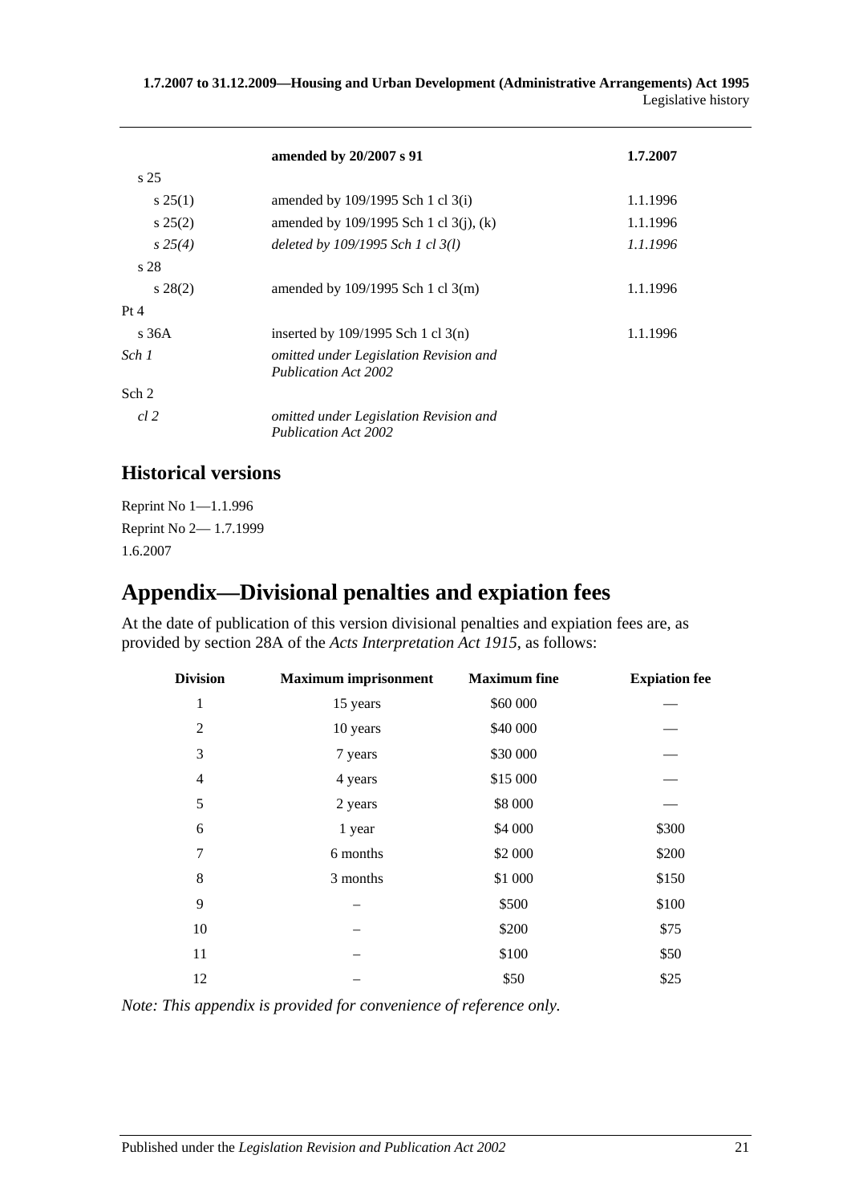| | | |
|---|---|---|
| | **amended by 20/2007 s 91** | **1.7.2007** |
| s 25 | | |
| s 25(1) | amended by 109/1995 Sch 1 cl 3(i) | 1.1.1996 |
| s 25(2) | amended by 109/1995 Sch 1 cl 3(j), (k) | 1.1.1996 |
| *s 25(4)* | *deleted by 109/1995 Sch 1 cl 3(l)* | *1.1.1996* |
| s 28 | | |
| s 28(2) | amended by 109/1995 Sch 1 cl 3(m) | 1.1.1996 |
| Pt 4 | | |
| s 36A | inserted by 109/1995 Sch 1 cl 3(n) | 1.1.1996 |
| *Sch 1* | *omitted under Legislation Revision and Publication Act 2002* | |
| Sch 2 | | |
| *cl 2* | *omitted under Legislation Revision and Publication Act 2002* | |

## Historical versions

Reprint No 1—1.1.996

Reprint No 2— 1.7.1999

1.6.2007

# Appendix—Divisional penalties and expiation fees

At the date of publication of this version divisional penalties and expiation fees are, as provided by section 28A of the *Acts Interpretation Act 1915*, as follows:

| Division | Maximum imprisonment | Maximum fine | Expiation fee |
|---|---|---|---|
| 1 | 15 years | $60 000 | — |
| 2 | 10 years | $40 000 | — |
| 3 | 7 years | $30 000 | — |
| 4 | 4 years | $15 000 | — |
| 5 | 2 years | $8 000 | — |
| 6 | 1 year | $4 000 | $300 |
| 7 | 6 months | $2 000 | $200 |
| 8 | 3 months | $1 000 | $150 |
| 9 | – | $500 | $100 |
| 10 | – | $200 | $75 |
| 11 | – | $100 | $50 |
| 12 | – | $50 | $25 |

*Note: This appendix is provided for convenience of reference only.*